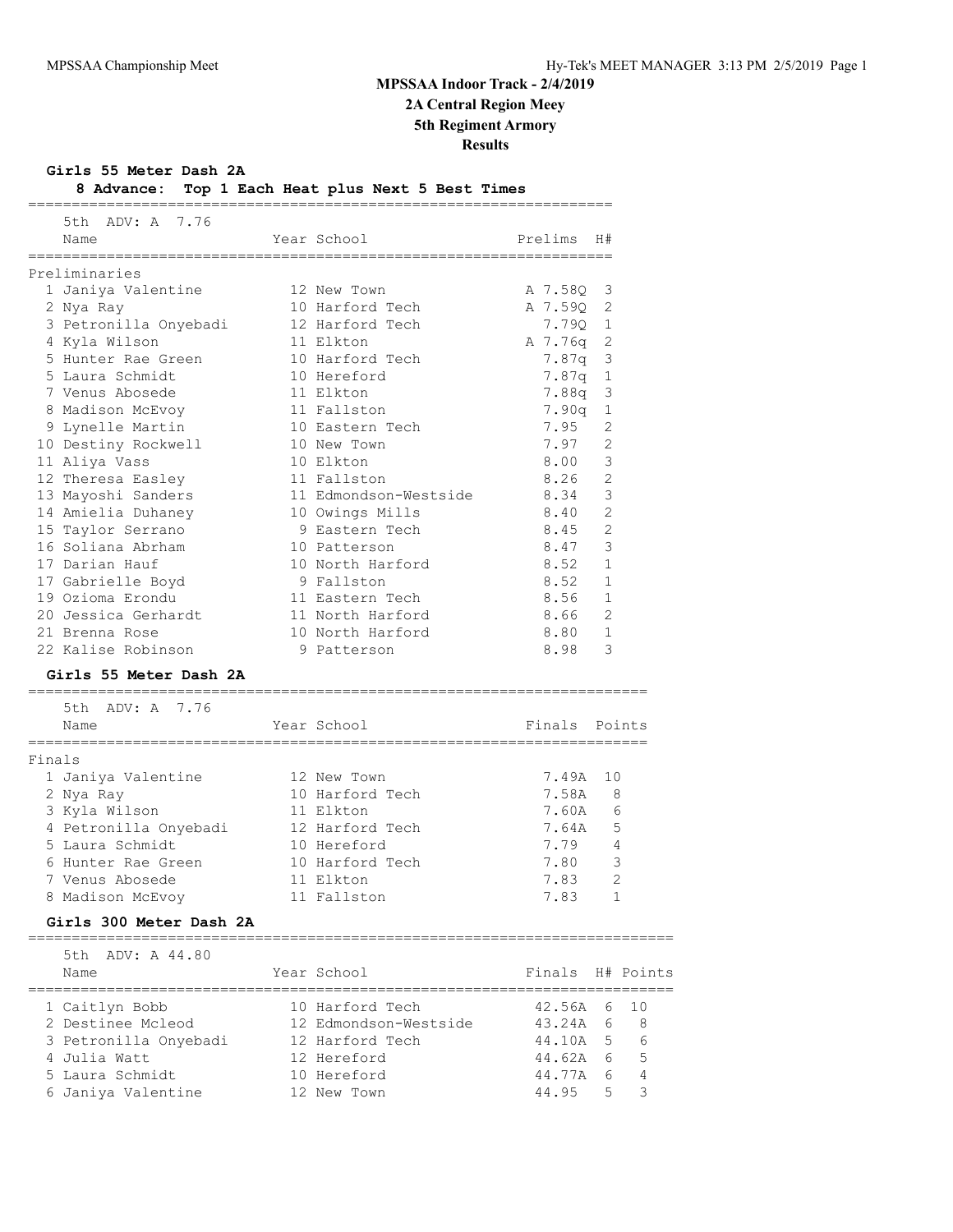# MPSSAA Indoor Track - 2/4/2019

## 2A Central Region Meey

## 5th Regiment Armory

## Results

### Girls 55 Meter Dash 2A

**8 Advance: Top 1 Each Heat plus Next 5 Best Times**

5th ADV: A 7.76

| | Name | Year | School | Prelims | H# |
|---|---|---|---|---|---|
| **Preliminaries** | | | | | |
| 1 | Janiya Valentine | 12 | New Town | A 7.58Q | 3 |
| 2 | Nya Ray | 10 | Harford Tech | A 7.59Q | 2 |
| 3 | Petronilla Onyebadi | 12 | Harford Tech | 7.79Q | 1 |
| 4 | Kyla Wilson | 11 | Elkton | A 7.76q | 2 |
| 5 | Hunter Rae Green | 10 | Harford Tech | 7.87q | 3 |
| 5 | Laura Schmidt | 10 | Hereford | 7.87q | 1 |
| 7 | Venus Abosede | 11 | Elkton | 7.88q | 3 |
| 8 | Madison McEvoy | 11 | Fallston | 7.90q | 1 |
| 9 | Lynelle Martin | 10 | Eastern Tech | 7.95 | 2 |
| 10 | Destiny Rockwell | 10 | New Town | 7.97 | 2 |
| 11 | Aliya Vass | 10 | Elkton | 8.00 | 3 |
| 12 | Theresa Easley | 11 | Fallston | 8.26 | 2 |
| 13 | Mayoshi Sanders | 11 | Edmondson-Westside | 8.34 | 3 |
| 14 | Amielia Duhaney | 10 | Owings Mills | 8.40 | 2 |
| 15 | Taylor Serrano | 9 | Eastern Tech | 8.45 | 2 |
| 16 | Soliana Abrham | 10 | Patterson | 8.47 | 3 |
| 17 | Darian Hauf | 10 | North Harford | 8.52 | 1 |
| 17 | Gabrielle Boyd | 9 | Fallston | 8.52 | 1 |
| 19 | Ozioma Erondu | 11 | Eastern Tech | 8.56 | 1 |
| 20 | Jessica Gerhardt | 11 | North Harford | 8.66 | 2 |
| 21 | Brenna Rose | 10 | North Harford | 8.80 | 1 |
| 22 | Kalise Robinson | 9 | Patterson | 8.98 | 3 |

### Girls 55 Meter Dash 2A

5th ADV: A 7.76

| | Name | Year | School | Finals | Points |
|---|---|---|---|---|---|
| **Finals** | | | | | |
| 1 | Janiya Valentine | 12 | New Town | 7.49A | 10 |
| 2 | Nya Ray | 10 | Harford Tech | 7.58A | 8 |
| 3 | Kyla Wilson | 11 | Elkton | 7.60A | 6 |
| 4 | Petronilla Onyebadi | 12 | Harford Tech | 7.64A | 5 |
| 5 | Laura Schmidt | 10 | Hereford | 7.79 | 4 |
| 6 | Hunter Rae Green | 10 | Harford Tech | 7.80 | 3 |
| 7 | Venus Abosede | 11 | Elkton | 7.83 | 2 |
| 8 | Madison McEvoy | 11 | Fallston | 7.83 | 1 |

### Girls 300 Meter Dash 2A

5th ADV: A 44.80

| | Name | Year | School | Finals | H# | Points |
|---|---|---|---|---|---|---|
| 1 | Caitlyn Bobb | 10 | Harford Tech | 42.56A | 6 | 10 |
| 2 | Destinee Mcleod | 12 | Edmondson-Westside | 43.24A | 6 | 8 |
| 3 | Petronilla Onyebadi | 12 | Harford Tech | 44.10A | 5 | 6 |
| 4 | Julia Watt | 12 | Hereford | 44.62A | 6 | 5 |
| 5 | Laura Schmidt | 10 | Hereford | 44.77A | 6 | 4 |
| 6 | Janiya Valentine | 12 | New Town | 44.95 | 5 | 3 |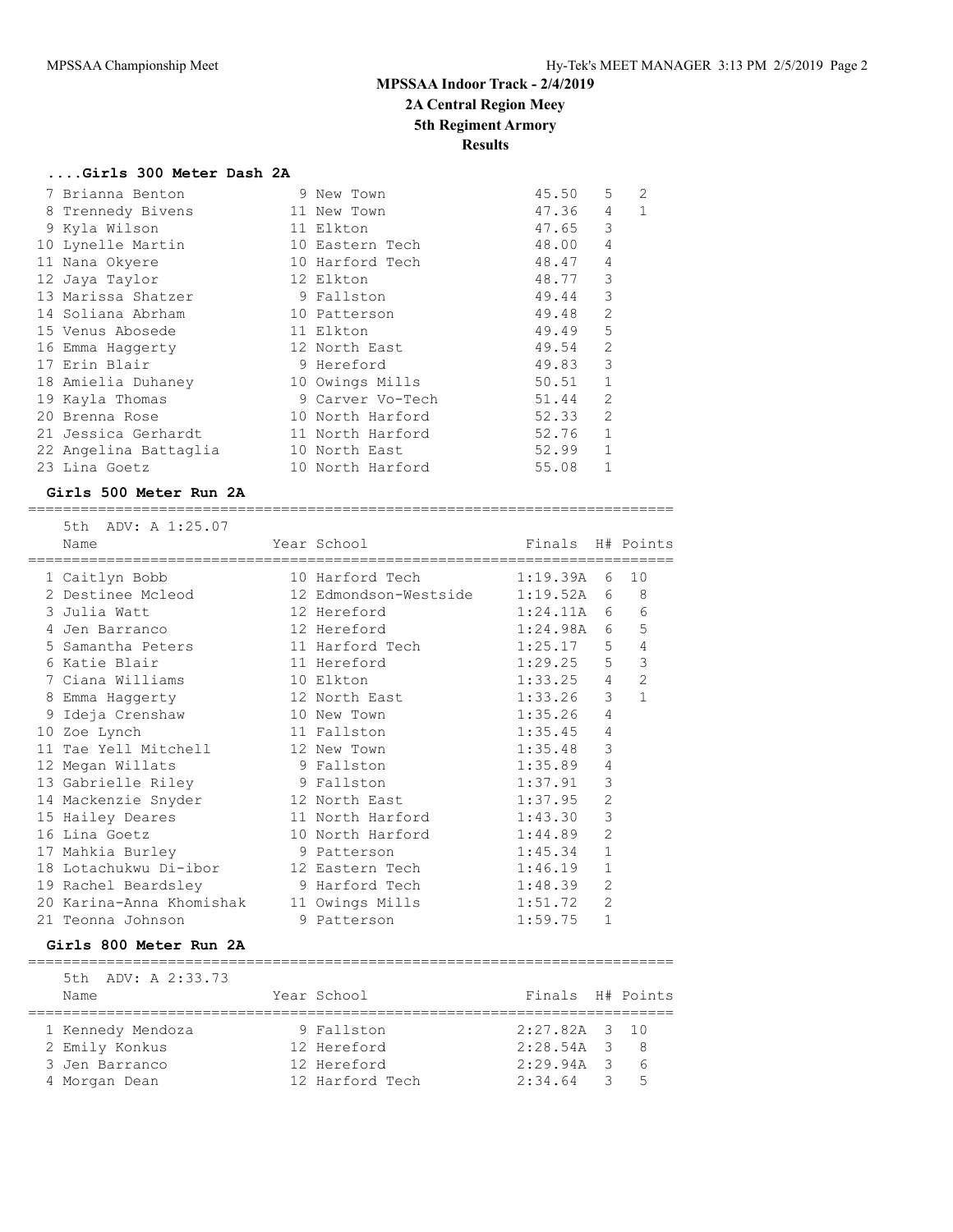# MPSSAA Indoor Track - 2/4/2019

## 2A Central Region Meey

## 5th Regiment Armory

## Results

### ....Girls 300 Meter Dash 2A

| Place | Name | Year | School | Finals | H# | Points |
|---|---|---|---|---|---|---|
| 7 | Brianna Benton | 9 | New Town | 45.50 | 5 | 2 |
| 8 | Trennedy Bivens | 11 | New Town | 47.36 | 4 | 1 |
| 9 | Kyla Wilson | 11 | Elkton | 47.65 | 3 | |
| 10 | Lynelle Martin | 10 | Eastern Tech | 48.00 | 4 | |
| 11 | Nana Okyere | 10 | Harford Tech | 48.47 | 4 | |
| 12 | Jaya Taylor | 12 | Elkton | 48.77 | 3 | |
| 13 | Marissa Shatzer | 9 | Fallston | 49.44 | 3 | |
| 14 | Soliana Abrham | 10 | Patterson | 49.48 | 2 | |
| 15 | Venus Abosede | 11 | Elkton | 49.49 | 5 | |
| 16 | Emma Haggerty | 12 | North East | 49.54 | 2 | |
| 17 | Erin Blair | 9 | Hereford | 49.83 | 3 | |
| 18 | Amielia Duhaney | 10 | Owings Mills | 50.51 | 1 | |
| 19 | Kayla Thomas | 9 | Carver Vo-Tech | 51.44 | 2 | |
| 20 | Brenna Rose | 10 | North Harford | 52.33 | 2 | |
| 21 | Jessica Gerhardt | 11 | North Harford | 52.76 | 1 | |
| 22 | Angelina Battaglia | 10 | North East | 52.99 | 1 | |
| 23 | Lina Goetz | 10 | North Harford | 55.08 | 1 | |

### Girls 500 Meter Run 2A

5th ADV: A 1:25.07

| Place | Name | Year | School | Finals | H# | Points |
|---|---|---|---|---|---|---|
| 1 | Caitlyn Bobb | 10 | Harford Tech | 1:19.39A | 6 | 10 |
| 2 | Destinee Mcleod | 12 | Edmondson-Westside | 1:19.52A | 6 | 8 |
| 3 | Julia Watt | 12 | Hereford | 1:24.11A | 6 | 6 |
| 4 | Jen Barranco | 12 | Hereford | 1:24.98A | 6 | 5 |
| 5 | Samantha Peters | 11 | Harford Tech | 1:25.17 | 5 | 4 |
| 6 | Katie Blair | 11 | Hereford | 1:29.25 | 5 | 3 |
| 7 | Ciana Williams | 10 | Elkton | 1:33.25 | 4 | 2 |
| 8 | Emma Haggerty | 12 | North East | 1:33.26 | 3 | 1 |
| 9 | Ideja Crenshaw | 10 | New Town | 1:35.26 | 4 | |
| 10 | Zoe Lynch | 11 | Fallston | 1:35.45 | 4 | |
| 11 | Tae Yell Mitchell | 12 | New Town | 1:35.48 | 3 | |
| 12 | Megan Willats | 9 | Fallston | 1:35.89 | 4 | |
| 13 | Gabrielle Riley | 9 | Fallston | 1:37.91 | 3 | |
| 14 | Mackenzie Snyder | 12 | North East | 1:37.95 | 2 | |
| 15 | Hailey Deares | 11 | North Harford | 1:43.30 | 3 | |
| 16 | Lina Goetz | 10 | North Harford | 1:44.89 | 2 | |
| 17 | Mahkia Burley | 9 | Patterson | 1:45.34 | 1 | |
| 18 | Lotachukwu Di-ibor | 12 | Eastern Tech | 1:46.19 | 1 | |
| 19 | Rachel Beardsley | 9 | Harford Tech | 1:48.39 | 2 | |
| 20 | Karina-Anna Khomishak | 11 | Owings Mills | 1:51.72 | 2 | |
| 21 | Teonna Johnson | 9 | Patterson | 1:59.75 | 1 | |

### Girls 800 Meter Run 2A

5th ADV: A 2:33.73

| Place | Name | Year | School | Finals | H# | Points |
|---|---|---|---|---|---|---|
| 1 | Kennedy Mendoza | 9 | Fallston | 2:27.82A | 3 | 10 |
| 2 | Emily Konkus | 12 | Hereford | 2:28.54A | 3 | 8 |
| 3 | Jen Barranco | 12 | Hereford | 2:29.94A | 3 | 6 |
| 4 | Morgan Dean | 12 | Harford Tech | 2:34.64 | 3 | 5 |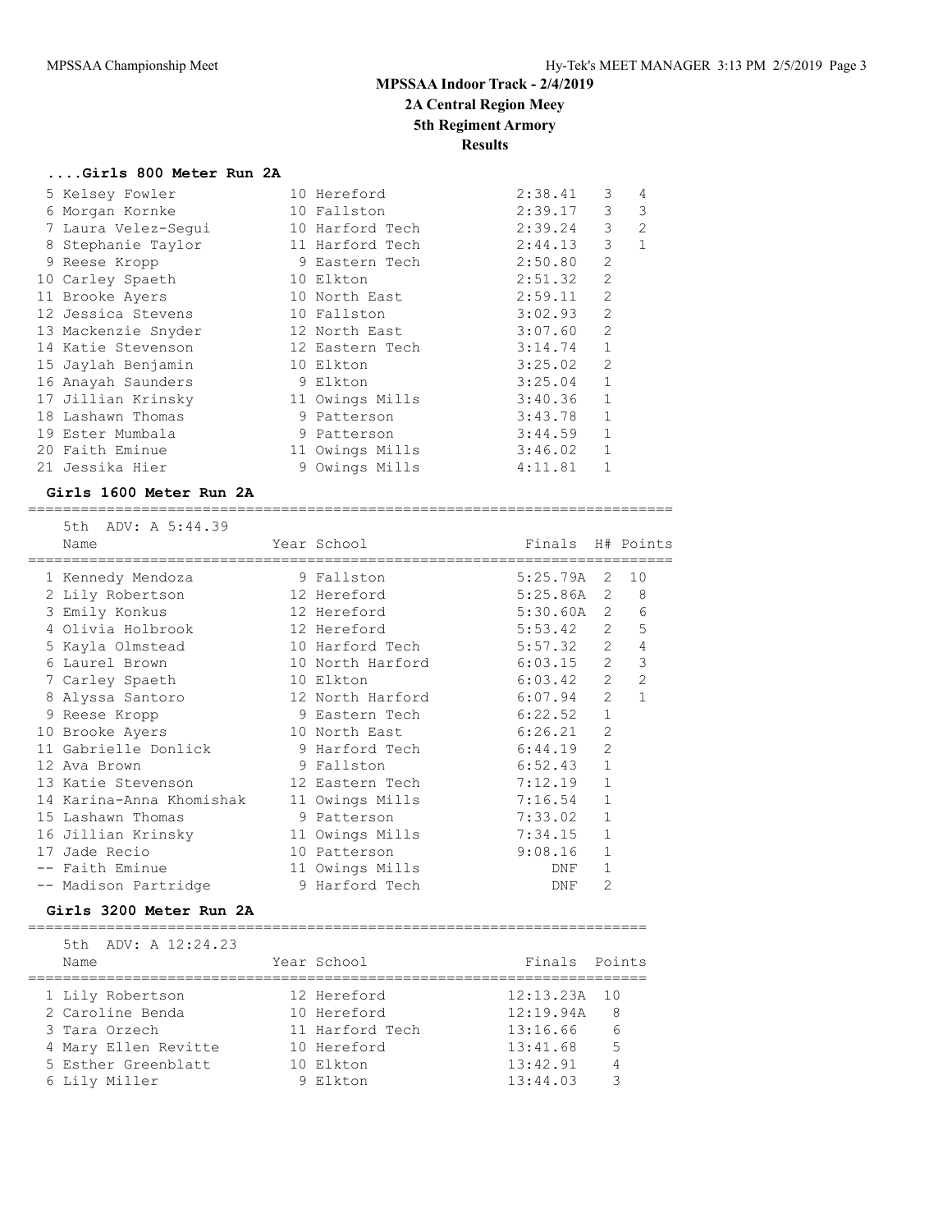# MPSSAA Indoor Track - 2/4/2019
## 2A Central Region Meey
## 5th Regiment Armory
## Results

### ....Girls 800 Meter Run 2A

| Place | Name | Year | School | Finals | H# | Points |
|---|---|---|---|---|---|---|
| 5 | Kelsey Fowler | 10 | Hereford | 2:38.41 | 3 | 4 |
| 6 | Morgan Kornke | 10 | Fallston | 2:39.17 | 3 | 3 |
| 7 | Laura Velez-Segui | 10 | Harford Tech | 2:39.24 | 3 | 2 |
| 8 | Stephanie Taylor | 11 | Harford Tech | 2:44.13 | 3 | 1 |
| 9 | Reese Kropp | 9 | Eastern Tech | 2:50.80 | 2 | |
| 10 | Carley Spaeth | 10 | Elkton | 2:51.32 | 2 | |
| 11 | Brooke Ayers | 10 | North East | 2:59.11 | 2 | |
| 12 | Jessica Stevens | 10 | Fallston | 3:02.93 | 2 | |
| 13 | Mackenzie Snyder | 12 | North East | 3:07.60 | 2 | |
| 14 | Katie Stevenson | 12 | Eastern Tech | 3:14.74 | 1 | |
| 15 | Jaylah Benjamin | 10 | Elkton | 3:25.02 | 2 | |
| 16 | Anayah Saunders | 9 | Elkton | 3:25.04 | 1 | |
| 17 | Jillian Krinsky | 11 | Owings Mills | 3:40.36 | 1 | |
| 18 | Lashawn Thomas | 9 | Patterson | 3:43.78 | 1 | |
| 19 | Ester Mumbala | 9 | Patterson | 3:44.59 | 1 | |
| 20 | Faith Eminue | 11 | Owings Mills | 3:46.02 | 1 | |
| 21 | Jessika Hier | 9 | Owings Mills | 4:11.81 | 1 | |

### Girls 1600 Meter Run 2A

5th ADV: A 5:44.39

| Place | Name | Year | School | Finals | H# | Points |
|---|---|---|---|---|---|---|
| 1 | Kennedy Mendoza | 9 | Fallston | 5:25.79A | 2 | 10 |
| 2 | Lily Robertson | 12 | Hereford | 5:25.86A | 2 | 8 |
| 3 | Emily Konkus | 12 | Hereford | 5:30.60A | 2 | 6 |
| 4 | Olivia Holbrook | 12 | Hereford | 5:53.42 | 2 | 5 |
| 5 | Kayla Olmstead | 10 | Harford Tech | 5:57.32 | 2 | 4 |
| 6 | Laurel Brown | 10 | North Harford | 6:03.15 | 2 | 3 |
| 7 | Carley Spaeth | 10 | Elkton | 6:03.42 | 2 | 2 |
| 8 | Alyssa Santoro | 12 | North Harford | 6:07.94 | 2 | 1 |
| 9 | Reese Kropp | 9 | Eastern Tech | 6:22.52 | 1 | |
| 10 | Brooke Ayers | 10 | North East | 6:26.21 | 2 | |
| 11 | Gabrielle Donlick | 9 | Harford Tech | 6:44.19 | 2 | |
| 12 | Ava Brown | 9 | Fallston | 6:52.43 | 1 | |
| 13 | Katie Stevenson | 12 | Eastern Tech | 7:12.19 | 1 | |
| 14 | Karina-Anna Khomishak | 11 | Owings Mills | 7:16.54 | 1 | |
| 15 | Lashawn Thomas | 9 | Patterson | 7:33.02 | 1 | |
| 16 | Jillian Krinsky | 11 | Owings Mills | 7:34.15 | 1 | |
| 17 | Jade Recio | 10 | Patterson | 9:08.16 | 1 | |
| -- | Faith Eminue | 11 | Owings Mills | DNF | 1 | |
| -- | Madison Partridge | 9 | Harford Tech | DNF | 2 | |

### Girls 3200 Meter Run 2A

5th ADV: A 12:24.23

| Place | Name | Year | School | Finals | Points |
|---|---|---|---|---|---|
| 1 | Lily Robertson | 12 | Hereford | 12:13.23A | 10 |
| 2 | Caroline Benda | 10 | Hereford | 12:19.94A | 8 |
| 3 | Tara Orzech | 11 | Harford Tech | 13:16.66 | 6 |
| 4 | Mary Ellen Revitte | 10 | Hereford | 13:41.68 | 5 |
| 5 | Esther Greenblatt | 10 | Elkton | 13:42.91 | 4 |
| 6 | Lily Miller | 9 | Elkton | 13:44.03 | 3 |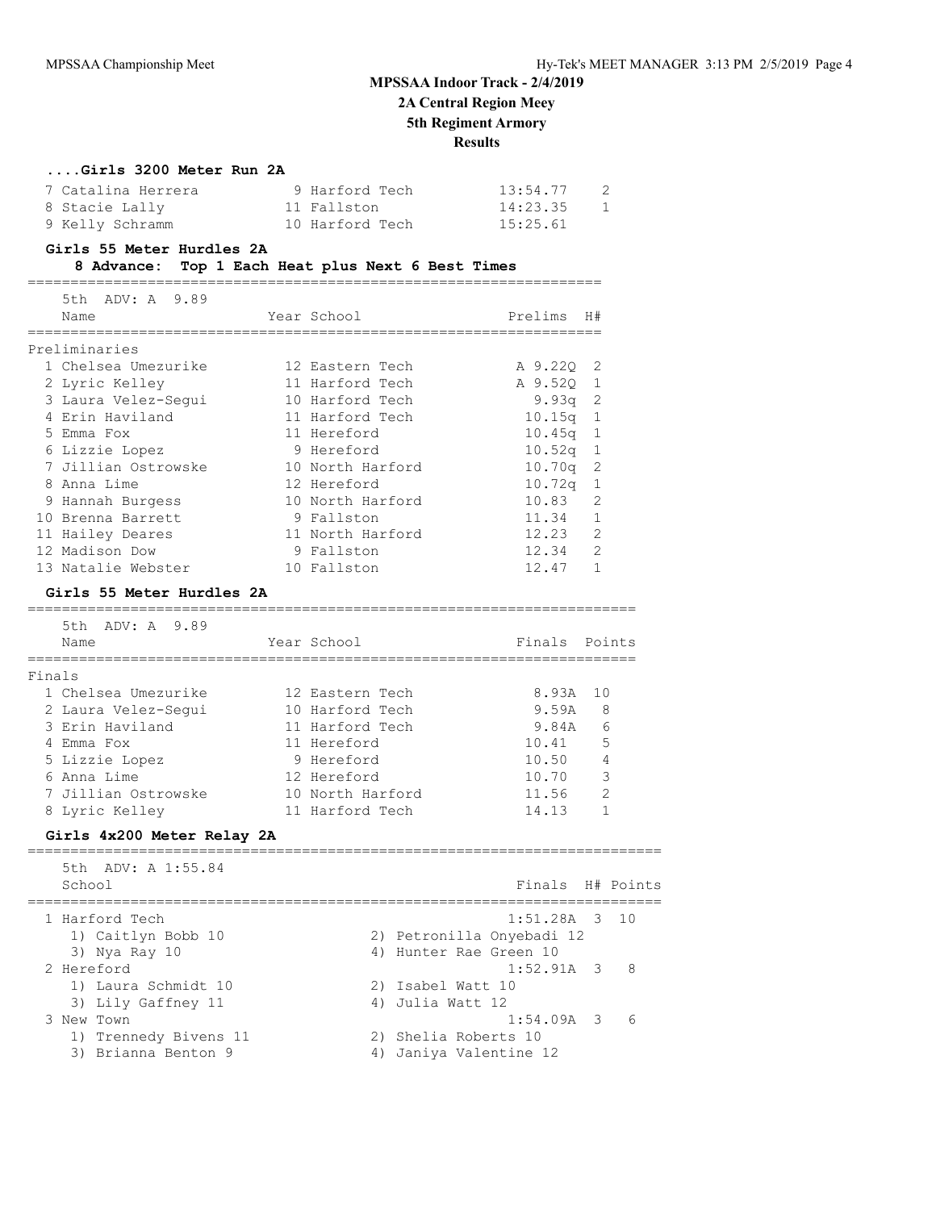# MPSSAA Indoor Track - 2/4/2019

## 2A Central Region Meey

## 5th Regiment Armory

## Results

### ....Girls 3200 Meter Run 2A

| Place | Name | Year | School | Finals | Points |
|---|---|---|---|---|---|
| 7 | Catalina Herrera | 9 | Harford Tech | 13:54.77 | 2 |
| 8 | Stacie Lally | 11 | Fallston | 14:23.35 | 1 |
| 9 | Kelly Schramm | 10 | Harford Tech | 15:25.61 | |

### Girls 55 Meter Hurdles 2A

**8 Advance: Top 1 Each Heat plus Next 6 Best Times**

5th ADV: A 9.89

Preliminaries

| Place | Name | Year | School | Prelims | H# |
|---|---|---|---|---|---|
| 1 | Chelsea Umezurike | 12 | Eastern Tech | A 9.22Q | 2 |
| 2 | Lyric Kelley | 11 | Harford Tech | A 9.52Q | 1 |
| 3 | Laura Velez-Segui | 10 | Harford Tech | 9.93q | 2 |
| 4 | Erin Haviland | 11 | Harford Tech | 10.15q | 1 |
| 5 | Emma Fox | 11 | Hereford | 10.45q | 1 |
| 6 | Lizzie Lopez | 9 | Hereford | 10.52q | 1 |
| 7 | Jillian Ostrowske | 10 | North Harford | 10.70q | 2 |
| 8 | Anna Lime | 12 | Hereford | 10.72q | 1 |
| 9 | Hannah Burgess | 10 | North Harford | 10.83 | 2 |
| 10 | Brenna Barrett | 9 | Fallston | 11.34 | 1 |
| 11 | Hailey Deares | 11 | North Harford | 12.23 | 2 |
| 12 | Madison Dow | 9 | Fallston | 12.34 | 2 |
| 13 | Natalie Webster | 10 | Fallston | 12.47 | 1 |

### Girls 55 Meter Hurdles 2A

5th ADV: A 9.89

Finals

| Place | Name | Year | School | Finals | Points |
|---|---|---|---|---|---|
| 1 | Chelsea Umezurike | 12 | Eastern Tech | 8.93A | 10 |
| 2 | Laura Velez-Segui | 10 | Harford Tech | 9.59A | 8 |
| 3 | Erin Haviland | 11 | Harford Tech | 9.84A | 6 |
| 4 | Emma Fox | 11 | Hereford | 10.41 | 5 |
| 5 | Lizzie Lopez | 9 | Hereford | 10.50 | 4 |
| 6 | Anna Lime | 12 | Hereford | 10.70 | 3 |
| 7 | Jillian Ostrowske | 10 | North Harford | 11.56 | 2 |
| 8 | Lyric Kelley | 11 | Harford Tech | 14.13 | 1 |

### Girls 4x200 Meter Relay 2A

5th ADV: A 1:55.84

| Place | School | Finals | H# | Points |
|---|---|---|---|---|
| 1 | Harford Tech | 1:51.28A | 3 | 10 |
| | 1) Caitlyn Bobb 10, 2) Petronilla Onyebadi 12, 3) Nya Ray 10, 4) Hunter Rae Green 10 | | | |
| 2 | Hereford | 1:52.91A | 3 | 8 |
| | 1) Laura Schmidt 10, 2) Isabel Watt 10, 3) Lily Gaffney 11, 4) Julia Watt 12 | | | |
| 3 | New Town | 1:54.09A | 3 | 6 |
| | 1) Trennedy Bivens 11, 2) Shelia Roberts 10, 3) Brianna Benton 9, 4) Janiya Valentine 12 | | | |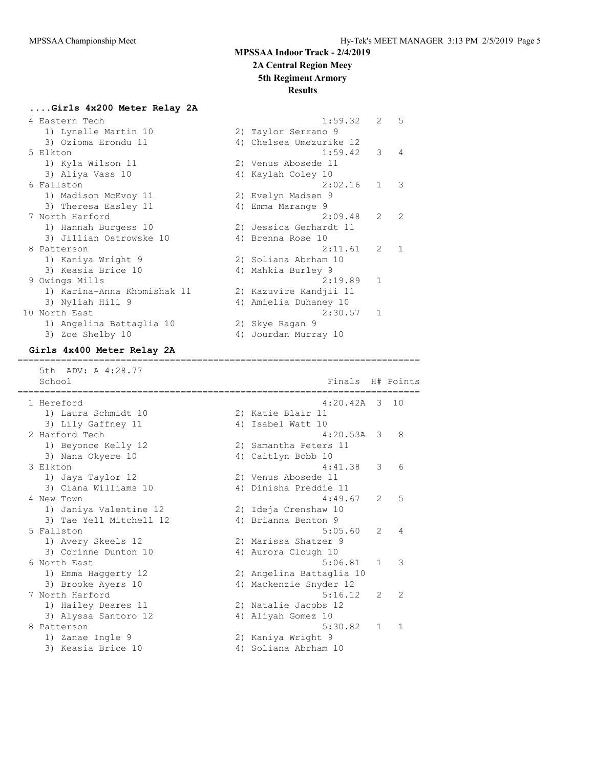# MPSSAA Indoor Track - 2/4/2019
## 2A Central Region Meey
## 5th Regiment Armory
## Results

### ....Girls 4x200 Meter Relay 2A

```
  4 Eastern Tech                                          1:59.32   2   5
     1) Lynelle Martin 10               2) Taylor Serrano 9
     3) Ozioma Erondu 11                4) Chelsea Umezurike 12
  5 Elkton                                                1:59.42   3   4
     1) Kyla Wilson 11                  2) Venus Abosede 11
     3) Aliya Vass 10                   4) Kaylah Coley 10
  6 Fallston                                              2:02.16   1   3
     1) Madison McEvoy 11               2) Evelyn Madsen 9
     3) Theresa Easley 11               4) Emma Marange 9
  7 North Harford                                         2:09.48   2   2
     1) Hannah Burgess 10               2) Jessica Gerhardt 11
     3) Jillian Ostrowske 10            4) Brenna Rose 10
  8 Patterson                                             2:11.61   2   1
     1) Kaniya Wright 9                 2) Soliana Abrham 10
     3) Keasia Brice 10                 4) Mahkia Burley 9
  9 Owings Mills                                          2:19.89   1
     1) Karina-Anna Khomishak 11        2) Kazuvire Kandjii 11
     3) Nyliah Hill 9                   4) Amielia Duhaney 10
 10 North East                                            2:30.57   1
     1) Angelina Battaglia 10           2) Skye Ragan 9
     3) Zoe Shelby 10                   4) Jourdan Murray 10
```

### Girls 4x400 Meter Relay 2A

```
=========================================================================
    5th  ADV: A 4:28.77
    School                                             Finals  H# Points
=========================================================================
  1 Hereford                                          4:20.42A  3  10
     1) Laura Schmidt 10                2) Katie Blair 11
     3) Lily Gaffney 11                 4) Isabel Watt 10
  2 Harford Tech                                      4:20.53A  3   8
     1) Beyonce Kelly 12                2) Samantha Peters 11
     3) Nana Okyere 10                  4) Caitlyn Bobb 10
  3 Elkton                                            4:41.38   3   6
     1) Jaya Taylor 12                  2) Venus Abosede 11
     3) Ciana Williams 10               4) Dinisha Preddie 11
  4 New Town                                          4:49.67   2   5
     1) Janiya Valentine 12             2) Ideja Crenshaw 10
     3) Tae Yell Mitchell 12            4) Brianna Benton 9
  5 Fallston                                          5:05.60   2   4
     1) Avery Skeels 12                 2) Marissa Shatzer 9
     3) Corinne Dunton 10               4) Aurora Clough 10
  6 North East                                        5:06.81   1   3
     1) Emma Haggerty 12                2) Angelina Battaglia 10
     3) Brooke Ayers 10                 4) Mackenzie Snyder 12
  7 North Harford                                     5:16.12   2   2
     1) Hailey Deares 11                2) Natalie Jacobs 12
     3) Alyssa Santoro 12               4) Aliyah Gomez 10
  8 Patterson                                         5:30.82   1   1
     1) Zanae Ingle 9                   2) Kaniya Wright 9
     3) Keasia Brice 10                 4) Soliana Abrham 10
```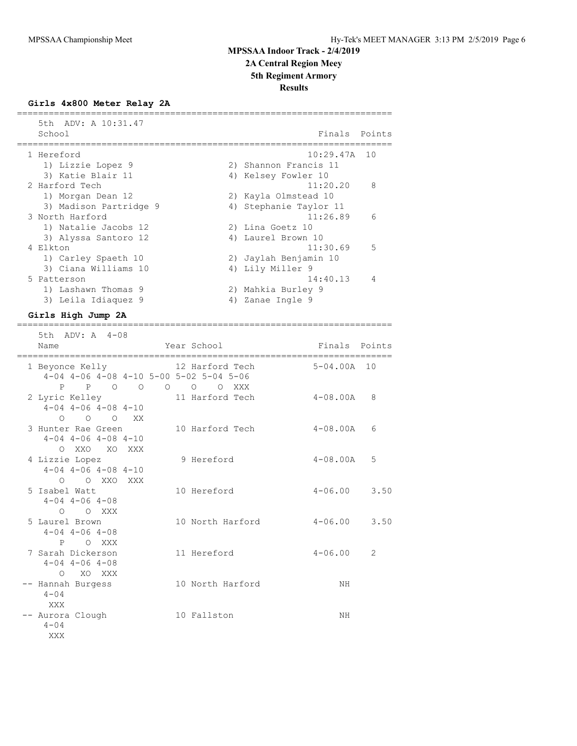# MPSSAA Indoor Track - 2/4/2019

## 2A Central Region Meey

## 5th Regiment Armory

## Results

### Girls 4x800 Meter Relay 2A

5th ADV: A 10:31.47

| School | Finals | Points |
|---|---|---|
| 1 Hereford | 10:29.47A | 10 |
| 1) Lizzie Lopez 9; 2) Shannon Francis 11; 3) Katie Blair 11; 4) Kelsey Fowler 10 | | |
| 2 Harford Tech | 11:20.20 | 8 |
| 1) Morgan Dean 12; 2) Kayla Olmstead 10; 3) Madison Partridge 9; 4) Stephanie Taylor 11 | | |
| 3 North Harford | 11:26.89 | 6 |
| 1) Natalie Jacobs 12; 2) Lina Goetz 10; 3) Alyssa Santoro 12; 4) Laurel Brown 10 | | |
| 4 Elkton | 11:30.69 | 5 |
| 1) Carley Spaeth 10; 2) Jaylah Benjamin 10; 3) Ciana Williams 10; 4) Lily Miller 9 | | |
| 5 Patterson | 14:40.13 | 4 |
| 1) Lashawn Thomas 9; 2) Mahkia Burley 9; 3) Leila Idiaquez 9; 4) Zanae Ingle 9 | | |

### Girls High Jump 2A

5th ADV: A 4-08

| Name | Year | School | Finals | Points |
|---|---|---|---|---|
| 1 Beyonce Kelly | 12 | Harford Tech | 5-04.00A | 10 |
| 4-04 P, 4-06 P, 4-08 O, 4-10 O, 5-00 O, 5-02 O, 5-04 O, 5-06 XXX | | | | |
| 2 Lyric Kelley | 11 | Harford Tech | 4-08.00A | 8 |
| 4-04 O, 4-06 O, 4-08 O, 4-10 XX | | | | |
| 3 Hunter Rae Green | 10 | Harford Tech | 4-08.00A | 6 |
| 4-04 O, 4-06 XXO, 4-08 XO, 4-10 XXX | | | | |
| 4 Lizzie Lopez | 9 | Hereford | 4-08.00A | 5 |
| 4-04 O, 4-06 O, 4-08 XXO, 4-10 XXX | | | | |
| 5 Isabel Watt | 10 | Hereford | 4-06.00 | 3.50 |
| 4-04 O, 4-06 O, 4-08 XXX | | | | |
| 5 Laurel Brown | 10 | North Harford | 4-06.00 | 3.50 |
| 4-04 P, 4-06 O, 4-08 XXX | | | | |
| 7 Sarah Dickerson | 11 | Hereford | 4-06.00 | 2 |
| 4-04 O, 4-06 XO, 4-08 XXX | | | | |
| -- Hannah Burgess | 10 | North Harford | NH | |
| 4-04 XXX | | | | |
| -- Aurora Clough | 10 | Fallston | NH | |
| 4-04 XXX | | | | |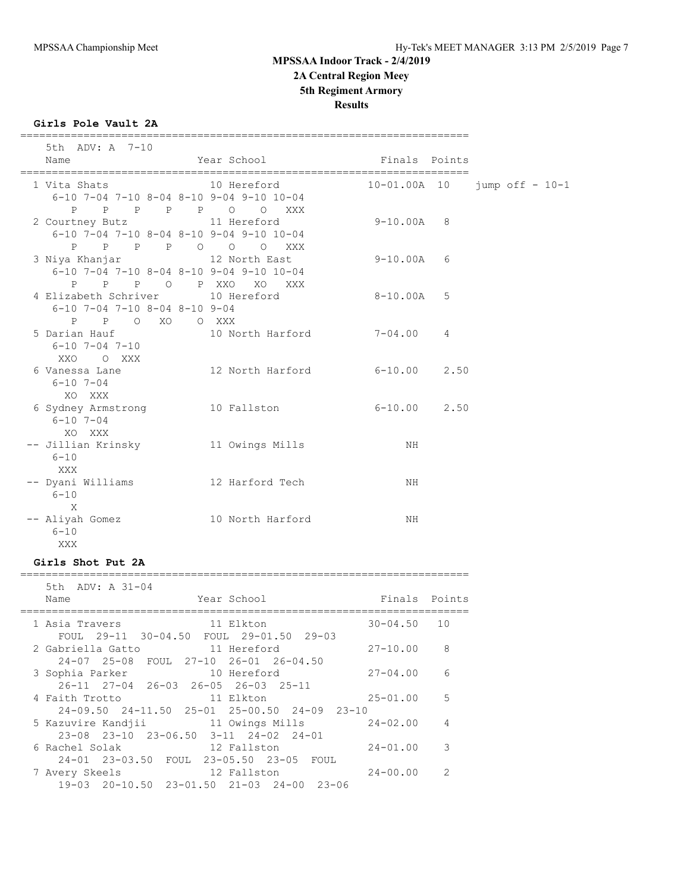# MPSSAA Indoor Track - 2/4/2019

## 2A Central Region Meey

## 5th Regiment Armory

## Results

### Girls Pole Vault 2A

5th ADV: A 7-10

| Place | Name | Year | School | Finals | Points | |
|---|---|---|---|---|---|---|
| 1 | Vita Shats | 10 | Hereford | 10-01.00A | 10 | jump off - 10-1 |
| | 6-10 7-04 7-10 8-04 8-10 9-04 9-10 10-04 | | | | | |
| | P P P P P O O XXX | | | | | |
| 2 | Courtney Butz | 11 | Hereford | 9-10.00A | 8 | |
| | 6-10 7-04 7-10 8-04 8-10 9-04 9-10 10-04 | | | | | |
| | P P P P O O O XXX | | | | | |
| 3 | Niya Khanjar | 12 | North East | 9-10.00A | 6 | |
| | 6-10 7-04 7-10 8-04 8-10 9-04 9-10 10-04 | | | | | |
| | P P P O P XXO XO XXX | | | | | |
| 4 | Elizabeth Schriver | 10 | Hereford | 8-10.00A | 5 | |
| | 6-10 7-04 7-10 8-04 8-10 9-04 | | | | | |
| | P P O XO O XXX | | | | | |
| 5 | Darian Hauf | 10 | North Harford | 7-04.00 | 4 | |
| | 6-10 7-04 7-10 | | | | | |
| | XXO O XXX | | | | | |
| 6 | Vanessa Lane | 12 | North Harford | 6-10.00 | 2.50 | |
| | 6-10 7-04 | | | | | |
| | XO XXX | | | | | |
| 6 | Sydney Armstrong | 10 | Fallston | 6-10.00 | 2.50 | |
| | 6-10 7-04 | | | | | |
| | XO XXX | | | | | |
| -- | Jillian Krinsky | 11 | Owings Mills | NH | | |
| | 6-10 | | | | | |
| | XXX | | | | | |
| -- | Dyani Williams | 12 | Harford Tech | NH | | |
| | 6-10 | | | | | |
| | X | | | | | |
| -- | Aliyah Gomez | 10 | North Harford | NH | | |
| | 6-10 | | | | | |
| | XXX | | | | | |

### Girls Shot Put 2A

5th ADV: A 31-04

| Place | Name | Year | School | Finals | Points |
|---|---|---|---|---|---|
| 1 | Asia Travers | 11 | Elkton | 30-04.50 | 10 |
| | FOUL 29-11 30-04.50 FOUL 29-01.50 29-03 | | | | |
| 2 | Gabriella Gatto | 11 | Hereford | 27-10.00 | 8 |
| | 24-07 25-08 FOUL 27-10 26-01 26-04.50 | | | | |
| 3 | Sophia Parker | 10 | Hereford | 27-04.00 | 6 |
| | 26-11 27-04 26-03 26-05 26-03 25-11 | | | | |
| 4 | Faith Trotto | 11 | Elkton | 25-01.00 | 5 |
| | 24-09.50 24-11.50 25-01 25-00.50 24-09 23-10 | | | | |
| 5 | Kazuvire Kandjii | 11 | Owings Mills | 24-02.00 | 4 |
| | 23-08 23-10 23-06.50 3-11 24-02 24-01 | | | | |
| 6 | Rachel Solak | 12 | Fallston | 24-01.00 | 3 |
| | 24-01 23-03.50 FOUL 23-05.50 23-05 FOUL | | | | |
| 7 | Avery Skeels | 12 | Fallston | 24-00.00 | 2 |
| | 19-03 20-10.50 23-01.50 21-03 24-00 23-06 | | | | |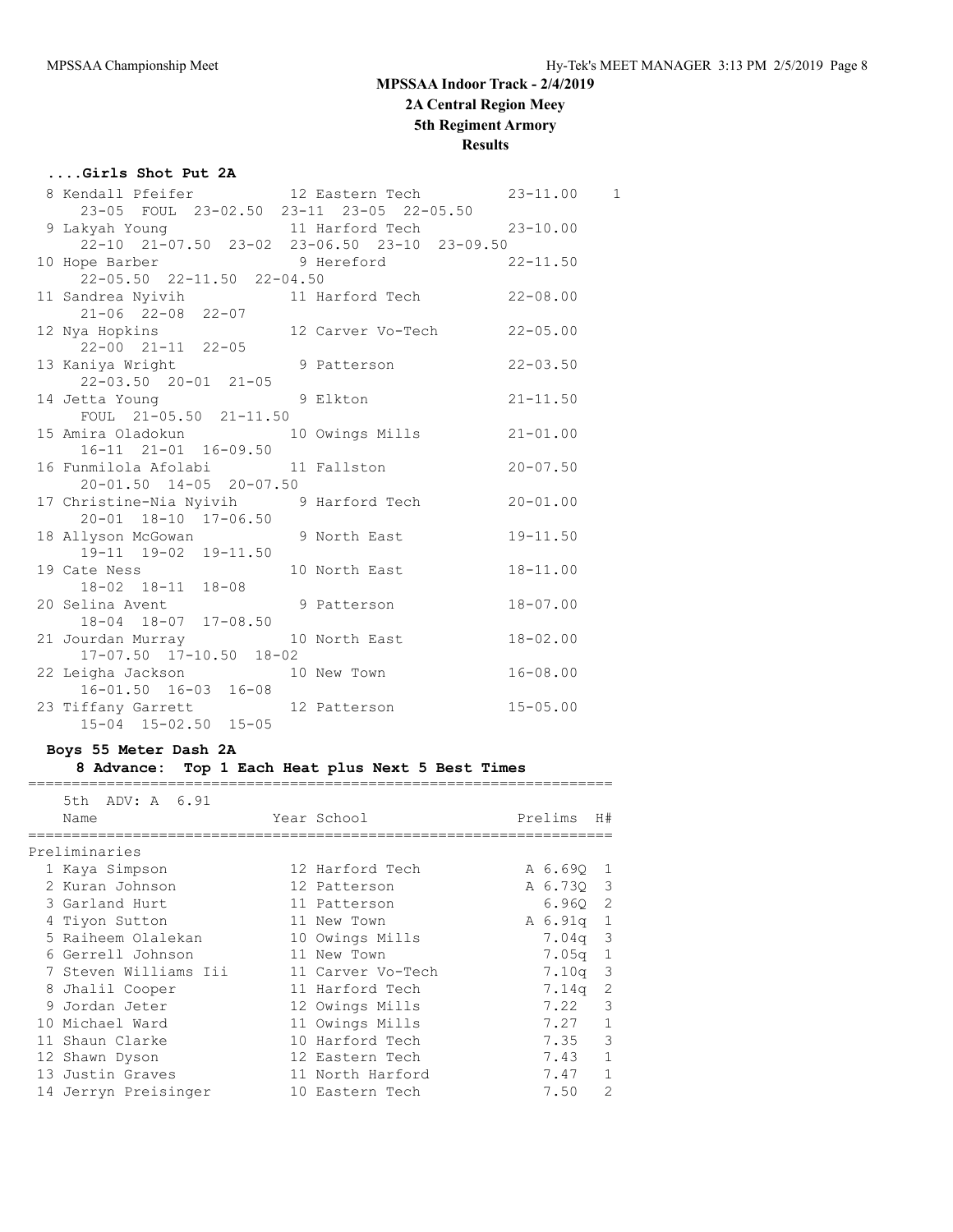# MPSSAA Indoor Track - 2/4/2019

## 2A Central Region Meey

## 5th Regiment Armory

## Results

### ....Girls Shot Put 2A

| Place | Name | Year | School | Finals | Points |
|---|---|---|---|---|---|
| 8 | Kendall Pfeifer | 12 | Eastern Tech | 23-11.00 | 1 |
| | 23-05 FOUL 23-02.50 23-11 23-05 22-05.50 | | | | |
| 9 | Lakyah Young | 11 | Harford Tech | 23-10.00 | |
| | 22-10 21-07.50 23-02 23-06.50 23-10 23-09.50 | | | | |
| 10 | Hope Barber | 9 | Hereford | 22-11.50 | |
| | 22-05.50 22-11.50 22-04.50 | | | | |
| 11 | Sandrea Nyivih | 11 | Harford Tech | 22-08.00 | |
| | 21-06 22-08 22-07 | | | | |
| 12 | Nya Hopkins | 12 | Carver Vo-Tech | 22-05.00 | |
| | 22-00 21-11 22-05 | | | | |
| 13 | Kaniya Wright | 9 | Patterson | 22-03.50 | |
| | 22-03.50 20-01 21-05 | | | | |
| 14 | Jetta Young | 9 | Elkton | 21-11.50 | |
| | FOUL 21-05.50 21-11.50 | | | | |
| 15 | Amira Oladokun | 10 | Owings Mills | 21-01.00 | |
| | 16-11 21-01 16-09.50 | | | | |
| 16 | Funmilola Afolabi | 11 | Fallston | 20-07.50 | |
| | 20-01.50 14-05 20-07.50 | | | | |
| 17 | Christine-Nia Nyivih | 9 | Harford Tech | 20-01.00 | |
| | 20-01 18-10 17-06.50 | | | | |
| 18 | Allyson McGowan | 9 | North East | 19-11.50 | |
| | 19-11 19-02 19-11.50 | | | | |
| 19 | Cate Ness | 10 | North East | 18-11.00 | |
| | 18-02 18-11 18-08 | | | | |
| 20 | Selina Avent | 9 | Patterson | 18-07.00 | |
| | 18-04 18-07 17-08.50 | | | | |
| 21 | Jourdan Murray | 10 | North East | 18-02.00 | |
| | 17-07.50 17-10.50 18-02 | | | | |
| 22 | Leigha Jackson | 10 | New Town | 16-08.00 | |
| | 16-01.50 16-03 16-08 | | | | |
| 23 | Tiffany Garrett | 12 | Patterson | 15-05.00 | |
| | 15-04 15-02.50 15-05 | | | | |

### Boys 55 Meter Dash 2A

**8 Advance: Top 1 Each Heat plus Next 5 Best Times**

5th ADV: A 6.91

Preliminaries

| Place | Name | Year | School | Prelims | H# |
|---|---|---|---|---|---|
| 1 | Kaya Simpson | 12 | Harford Tech | A 6.69Q | 1 |
| 2 | Kuran Johnson | 12 | Patterson | A 6.73Q | 3 |
| 3 | Garland Hurt | 11 | Patterson | 6.96Q | 2 |
| 4 | Tiyon Sutton | 11 | New Town | A 6.91q | 1 |
| 5 | Raiheem Olalekan | 10 | Owings Mills | 7.04q | 3 |
| 6 | Gerrell Johnson | 11 | New Town | 7.05q | 1 |
| 7 | Steven Williams Iii | 11 | Carver Vo-Tech | 7.10q | 3 |
| 8 | Jhalil Cooper | 11 | Harford Tech | 7.14q | 2 |
| 9 | Jordan Jeter | 12 | Owings Mills | 7.22 | 3 |
| 10 | Michael Ward | 11 | Owings Mills | 7.27 | 1 |
| 11 | Shaun Clarke | 10 | Harford Tech | 7.35 | 3 |
| 12 | Shawn Dyson | 12 | Eastern Tech | 7.43 | 1 |
| 13 | Justin Graves | 11 | North Harford | 7.47 | 1 |
| 14 | Jerryn Preisinger | 10 | Eastern Tech | 7.50 | 2 |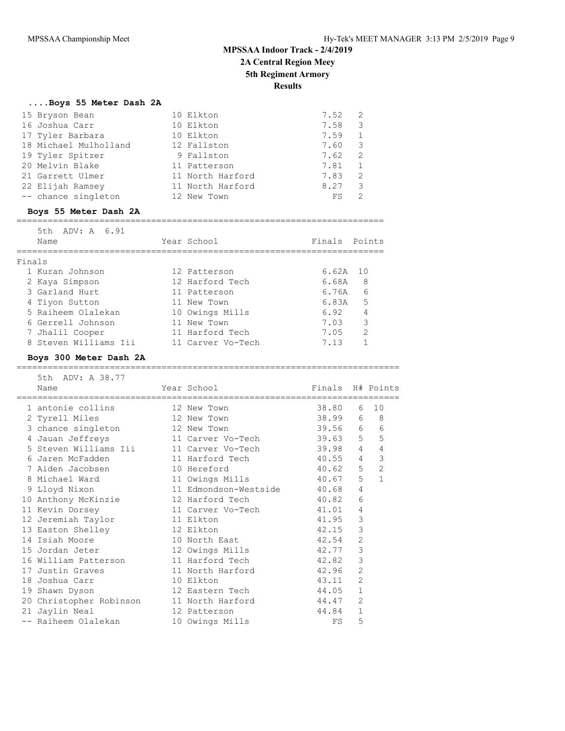## MPSSAA Indoor Track - 2/4/2019

## 2A Central Region Meey

## 5th Regiment Armory

## Results

### ....Boys 55 Meter Dash 2A

| Place | Name | Year | School | Finals | H# |
|---|---|---|---|---|---|
| 15 | Bryson Bean | 10 | Elkton | 7.52 | 2 |
| 16 | Joshua Carr | 10 | Elkton | 7.58 | 3 |
| 17 | Tyler Barbara | 10 | Elkton | 7.59 | 1 |
| 18 | Michael Mulholland | 12 | Fallston | 7.60 | 3 |
| 19 | Tyler Spitzer | 9 | Fallston | 7.62 | 2 |
| 20 | Melvin Blake | 11 | Patterson | 7.81 | 1 |
| 21 | Garrett Ulmer | 11 | North Harford | 7.83 | 2 |
| 22 | Elijah Ramsey | 11 | North Harford | 8.27 | 3 |
| -- | chance singleton | 12 | New Town | FS | 2 |

### Boys 55 Meter Dash 2A

5th ADV: A 6.91

Finals

| Place | Name | Year | School | Finals | Points |
|---|---|---|---|---|---|
| 1 | Kuran Johnson | 12 | Patterson | 6.62A | 10 |
| 2 | Kaya Simpson | 12 | Harford Tech | 6.68A | 8 |
| 3 | Garland Hurt | 11 | Patterson | 6.76A | 6 |
| 4 | Tiyon Sutton | 11 | New Town | 6.83A | 5 |
| 5 | Raiheem Olalekan | 10 | Owings Mills | 6.92 | 4 |
| 6 | Gerrell Johnson | 11 | New Town | 7.03 | 3 |
| 7 | Jhalil Cooper | 11 | Harford Tech | 7.05 | 2 |
| 8 | Steven Williams Iii | 11 | Carver Vo-Tech | 7.13 | 1 |

### Boys 300 Meter Dash 2A

5th ADV: A 38.77

| Place | Name | Year | School | Finals | H# | Points |
|---|---|---|---|---|---|---|
| 1 | antonie collins | 12 | New Town | 38.80 | 6 | 10 |
| 2 | Tyrell Miles | 12 | New Town | 38.99 | 6 | 8 |
| 3 | chance singleton | 12 | New Town | 39.56 | 6 | 6 |
| 4 | Jauan Jeffreys | 11 | Carver Vo-Tech | 39.63 | 5 | 5 |
| 5 | Steven Williams Iii | 11 | Carver Vo-Tech | 39.98 | 4 | 4 |
| 6 | Jaren McFadden | 11 | Harford Tech | 40.55 | 4 | 3 |
| 7 | Aiden Jacobsen | 10 | Hereford | 40.62 | 5 | 2 |
| 8 | Michael Ward | 11 | Owings Mills | 40.67 | 5 | 1 |
| 9 | Lloyd Nixon | 11 | Edmondson-Westside | 40.68 | 4 | |
| 10 | Anthony McKinzie | 12 | Harford Tech | 40.82 | 6 | |
| 11 | Kevin Dorsey | 11 | Carver Vo-Tech | 41.01 | 4 | |
| 12 | Jeremiah Taylor | 11 | Elkton | 41.95 | 3 | |
| 13 | Easton Shelley | 12 | Elkton | 42.15 | 3 | |
| 14 | Isiah Moore | 10 | North East | 42.54 | 2 | |
| 15 | Jordan Jeter | 12 | Owings Mills | 42.77 | 3 | |
| 16 | William Patterson | 11 | Harford Tech | 42.82 | 3 | |
| 17 | Justin Graves | 11 | North Harford | 42.96 | 2 | |
| 18 | Joshua Carr | 10 | Elkton | 43.11 | 2 | |
| 19 | Shawn Dyson | 12 | Eastern Tech | 44.05 | 1 | |
| 20 | Christopher Robinson | 11 | North Harford | 44.47 | 2 | |
| 21 | Jaylin Neal | 12 | Patterson | 44.84 | 1 | |
| -- | Raiheem Olalekan | 10 | Owings Mills | FS | 5 | |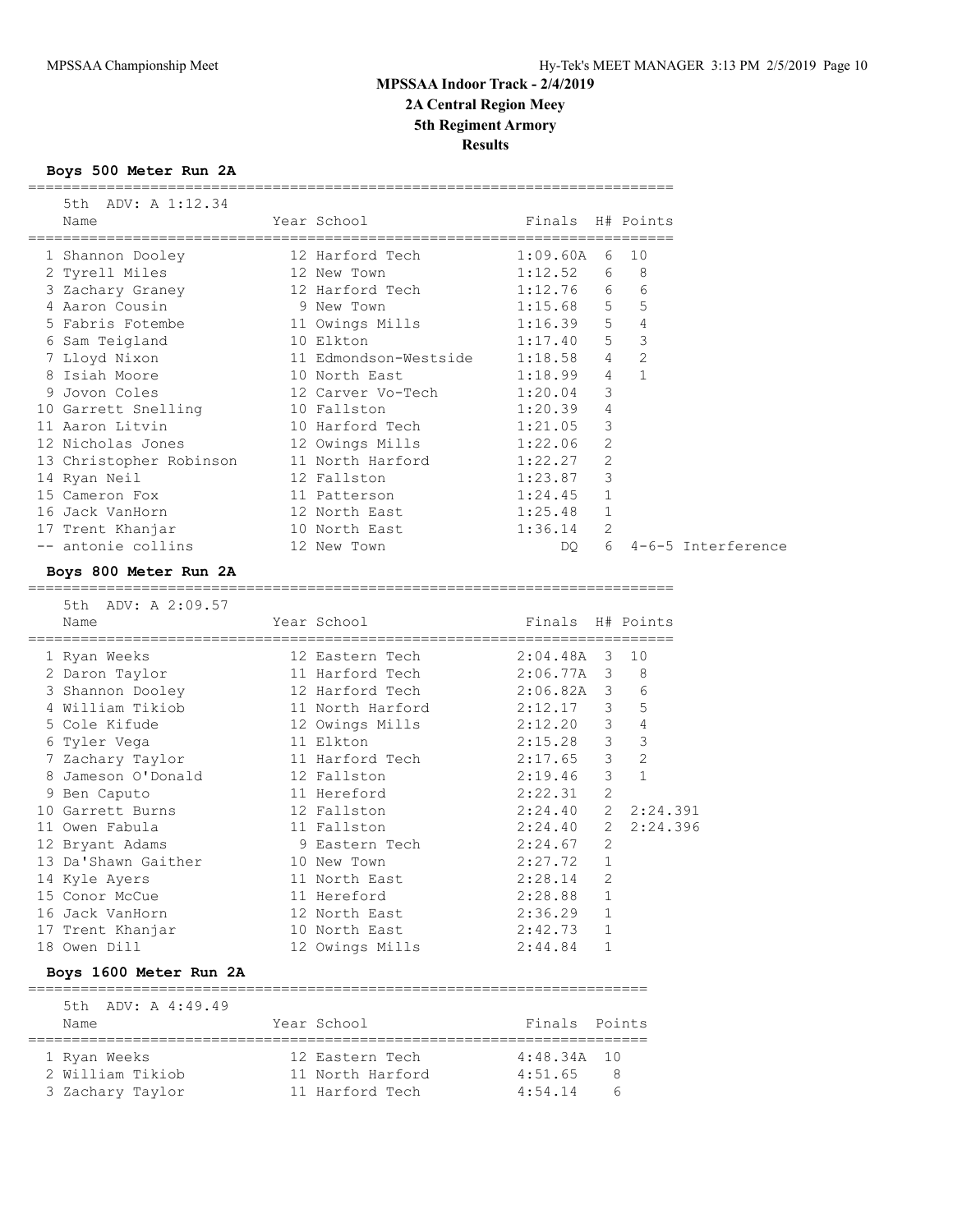# MPSSAA Indoor Track - 2/4/2019
## 2A Central Region Meey
## 5th Regiment Armory
## Results

### Boys 500 Meter Run 2A

5th ADV: A 1:12.34

| | Name | Year | School | Finals | H# | Points |
|---|---|---|---|---|---|---|
| 1 | Shannon Dooley | 12 | Harford Tech | 1:09.60A | 6 | 10 |
| 2 | Tyrell Miles | 12 | New Town | 1:12.52 | 6 | 8 |
| 3 | Zachary Graney | 12 | Harford Tech | 1:12.76 | 6 | 6 |
| 4 | Aaron Cousin | 9 | New Town | 1:15.68 | 5 | 5 |
| 5 | Fabris Fotembe | 11 | Owings Mills | 1:16.39 | 5 | 4 |
| 6 | Sam Teigland | 10 | Elkton | 1:17.40 | 5 | 3 |
| 7 | Lloyd Nixon | 11 | Edmondson-Westside | 1:18.58 | 4 | 2 |
| 8 | Isiah Moore | 10 | North East | 1:18.99 | 4 | 1 |
| 9 | Jovon Coles | 12 | Carver Vo-Tech | 1:20.04 | 3 | |
| 10 | Garrett Snelling | 10 | Fallston | 1:20.39 | 4 | |
| 11 | Aaron Litvin | 10 | Harford Tech | 1:21.05 | 3 | |
| 12 | Nicholas Jones | 12 | Owings Mills | 1:22.06 | 2 | |
| 13 | Christopher Robinson | 11 | North Harford | 1:22.27 | 2 | |
| 14 | Ryan Neil | 12 | Fallston | 1:23.87 | 3 | |
| 15 | Cameron Fox | 11 | Patterson | 1:24.45 | 1 | |
| 16 | Jack VanHorn | 12 | North East | 1:25.48 | 1 | |
| 17 | Trent Khanjar | 10 | North East | 1:36.14 | 2 | |
| -- | antonie collins | 12 | New Town | DQ | 6 | 4-6-5 Interference |

### Boys 800 Meter Run 2A

5th ADV: A 2:09.57

| | Name | Year | School | Finals | H# | Points |
|---|---|---|---|---|---|---|
| 1 | Ryan Weeks | 12 | Eastern Tech | 2:04.48A | 3 | 10 |
| 2 | Daron Taylor | 11 | Harford Tech | 2:06.77A | 3 | 8 |
| 3 | Shannon Dooley | 12 | Harford Tech | 2:06.82A | 3 | 6 |
| 4 | William Tikiob | 11 | North Harford | 2:12.17 | 3 | 5 |
| 5 | Cole Kifude | 12 | Owings Mills | 2:12.20 | 3 | 4 |
| 6 | Tyler Vega | 11 | Elkton | 2:15.28 | 3 | 3 |
| 7 | Zachary Taylor | 11 | Harford Tech | 2:17.65 | 3 | 2 |
| 8 | Jameson O'Donald | 12 | Fallston | 2:19.46 | 3 | 1 |
| 9 | Ben Caputo | 11 | Hereford | 2:22.31 | 2 | |
| 10 | Garrett Burns | 12 | Fallston | 2:24.40 | 2 | 2:24.391 |
| 11 | Owen Fabula | 11 | Fallston | 2:24.40 | 2 | 2:24.396 |
| 12 | Bryant Adams | 9 | Eastern Tech | 2:24.67 | 2 | |
| 13 | Da'Shawn Gaither | 10 | New Town | 2:27.72 | 1 | |
| 14 | Kyle Ayers | 11 | North East | 2:28.14 | 2 | |
| 15 | Conor McCue | 11 | Hereford | 2:28.88 | 1 | |
| 16 | Jack VanHorn | 12 | North East | 2:36.29 | 1 | |
| 17 | Trent Khanjar | 10 | North East | 2:42.73 | 1 | |
| 18 | Owen Dill | 12 | Owings Mills | 2:44.84 | 1 | |

### Boys 1600 Meter Run 2A

5th ADV: A 4:49.49

| | Name | Year | School | Finals | Points |
|---|---|---|---|---|---|
| 1 | Ryan Weeks | 12 | Eastern Tech | 4:48.34A | 10 |
| 2 | William Tikiob | 11 | North Harford | 4:51.65 | 8 |
| 3 | Zachary Taylor | 11 | Harford Tech | 4:54.14 | 6 |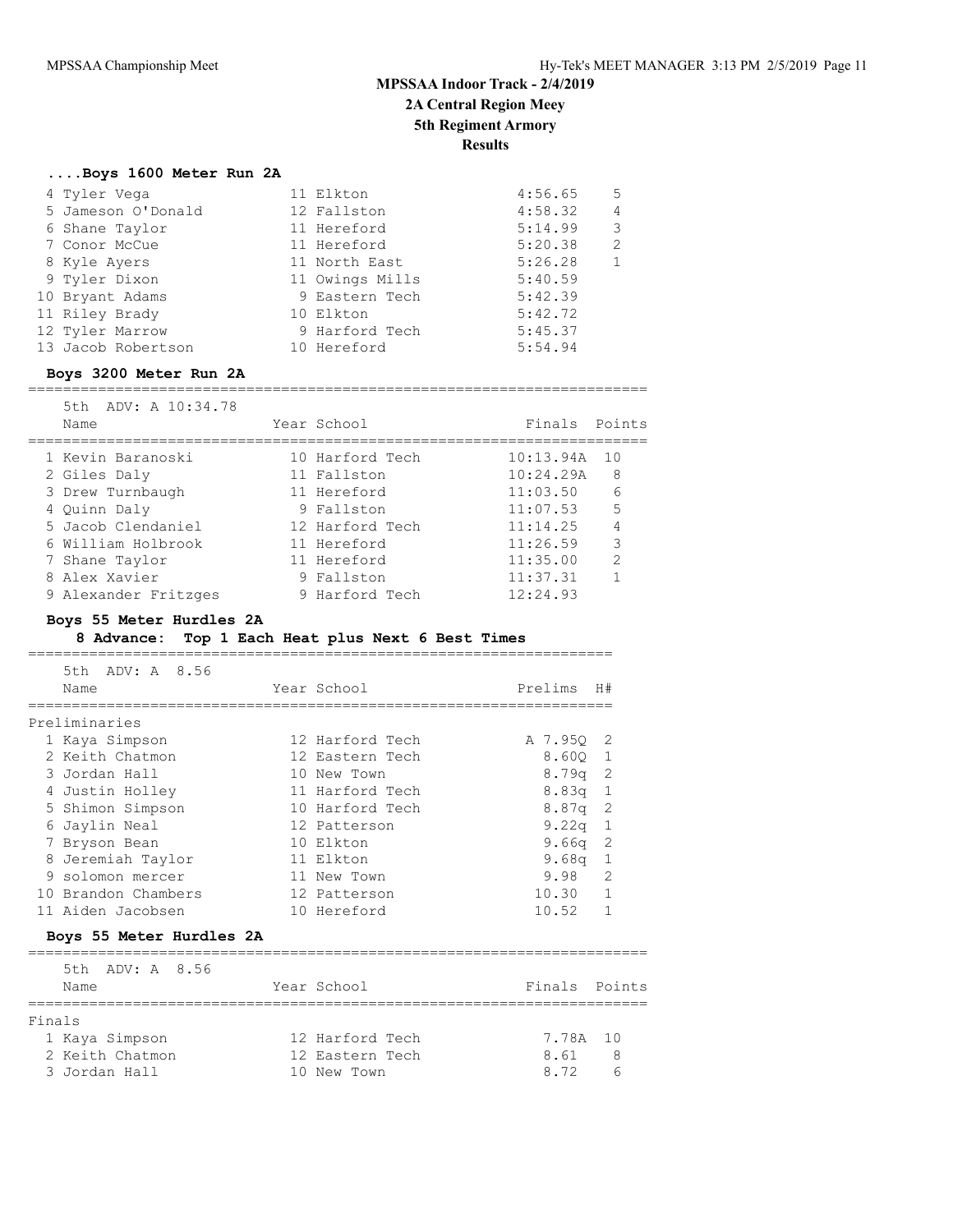# MPSSAA Indoor Track - 2/4/2019
## 2A Central Region Meey
## 5th Regiment Armory
## Results

### ....Boys 1600 Meter Run 2A

| Place | Name | Year | School | Finals | Points |
|---|---|---|---|---|---|
| 4 | Tyler Vega | 11 | Elkton | 4:56.65 | 5 |
| 5 | Jameson O'Donald | 12 | Fallston | 4:58.32 | 4 |
| 6 | Shane Taylor | 11 | Hereford | 5:14.99 | 3 |
| 7 | Conor McCue | 11 | Hereford | 5:20.38 | 2 |
| 8 | Kyle Ayers | 11 | North East | 5:26.28 | 1 |
| 9 | Tyler Dixon | 11 | Owings Mills | 5:40.59 | |
| 10 | Bryant Adams | 9 | Eastern Tech | 5:42.39 | |
| 11 | Riley Brady | 10 | Elkton | 5:42.72 | |
| 12 | Tyler Marrow | 9 | Harford Tech | 5:45.37 | |
| 13 | Jacob Robertson | 10 | Hereford | 5:54.94 | |

### Boys 3200 Meter Run 2A

5th ADV: A 10:34.78

| Place | Name | Year | School | Finals | Points |
|---|---|---|---|---|---|
| 1 | Kevin Baranoski | 10 | Harford Tech | 10:13.94A | 10 |
| 2 | Giles Daly | 11 | Fallston | 10:24.29A | 8 |
| 3 | Drew Turnbaugh | 11 | Hereford | 11:03.50 | 6 |
| 4 | Quinn Daly | 9 | Fallston | 11:07.53 | 5 |
| 5 | Jacob Clendaniel | 12 | Harford Tech | 11:14.25 | 4 |
| 6 | William Holbrook | 11 | Hereford | 11:26.59 | 3 |
| 7 | Shane Taylor | 11 | Hereford | 11:35.00 | 2 |
| 8 | Alex Xavier | 9 | Fallston | 11:37.31 | 1 |
| 9 | Alexander Fritzges | 9 | Harford Tech | 12:24.93 | |

### Boys 55 Meter Hurdles 2A

**8 Advance: Top 1 Each Heat plus Next 6 Best Times**

5th ADV: A 8.56

Preliminaries

| Place | Name | Year | School | Prelims | H# |
|---|---|---|---|---|---|
| 1 | Kaya Simpson | 12 | Harford Tech | A 7.95Q | 2 |
| 2 | Keith Chatmon | 12 | Eastern Tech | 8.60Q | 1 |
| 3 | Jordan Hall | 10 | New Town | 8.79q | 2 |
| 4 | Justin Holley | 11 | Harford Tech | 8.83q | 1 |
| 5 | Shimon Simpson | 10 | Harford Tech | 8.87q | 2 |
| 6 | Jaylin Neal | 12 | Patterson | 9.22q | 1 |
| 7 | Bryson Bean | 10 | Elkton | 9.66q | 2 |
| 8 | Jeremiah Taylor | 11 | Elkton | 9.68q | 1 |
| 9 | solomon mercer | 11 | New Town | 9.98 | 2 |
| 10 | Brandon Chambers | 12 | Patterson | 10.30 | 1 |
| 11 | Aiden Jacobsen | 10 | Hereford | 10.52 | 1 |

### Boys 55 Meter Hurdles 2A

5th ADV: A 8.56

Finals

| Place | Name | Year | School | Finals | Points |
|---|---|---|---|---|---|
| 1 | Kaya Simpson | 12 | Harford Tech | 7.78A | 10 |
| 2 | Keith Chatmon | 12 | Eastern Tech | 8.61 | 8 |
| 3 | Jordan Hall | 10 | New Town | 8.72 | 6 |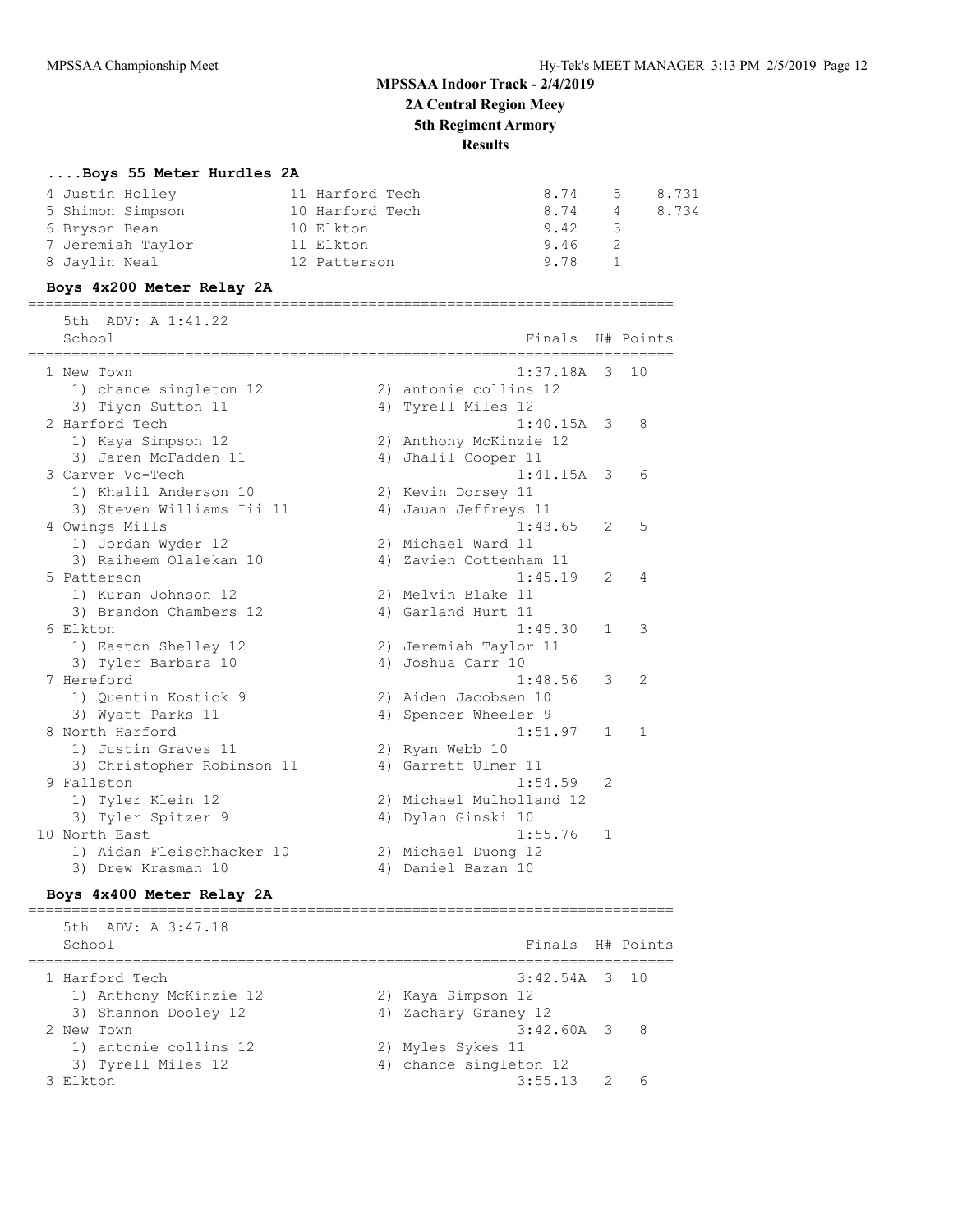# MPSSAA Indoor Track - 2/4/2019

## 2A Central Region Meey

## 5th Regiment Armory

## Results

### ....Boys 55 Meter Hurdles 2A

| Place | Name | Year | School | Finals | H# | |
|---|---|---|---|---|---|---|
| 4 | Justin Holley | 11 | Harford Tech | 8.74 | 5 | 8.731 |
| 5 | Shimon Simpson | 10 | Harford Tech | 8.74 | 4 | 8.734 |
| 6 | Bryson Bean | 10 | Elkton | 9.42 | 3 | |
| 7 | Jeremiah Taylor | 11 | Elkton | 9.46 | 2 | |
| 8 | Jaylin Neal | 12 | Patterson | 9.78 | 1 | |

### Boys 4x200 Meter Relay 2A

5th ADV: A 1:41.22

| Place | School | Finals | H# | Points |
|---|---|---|---|---|
| 1 | New Town | 1:37.18A | 3 | 10 |
| | 1) chance singleton 12, 2) antonie collins 12, 3) Tiyon Sutton 11, 4) Tyrell Miles 12 | | | |
| 2 | Harford Tech | 1:40.15A | 3 | 8 |
| | 1) Kaya Simpson 12, 2) Anthony McKinzie 12, 3) Jaren McFadden 11, 4) Jhalil Cooper 11 | | | |
| 3 | Carver Vo-Tech | 1:41.15A | 3 | 6 |
| | 1) Khalil Anderson 10, 2) Kevin Dorsey 11, 3) Steven Williams Iii 11, 4) Jauan Jeffreys 11 | | | |
| 4 | Owings Mills | 1:43.65 | 2 | 5 |
| | 1) Jordan Wyder 12, 2) Michael Ward 11, 3) Raiheem Olalekan 10, 4) Zavien Cottenham 11 | | | |
| 5 | Patterson | 1:45.19 | 2 | 4 |
| | 1) Kuran Johnson 12, 2) Melvin Blake 11, 3) Brandon Chambers 12, 4) Garland Hurt 11 | | | |
| 6 | Elkton | 1:45.30 | 1 | 3 |
| | 1) Easton Shelley 12, 2) Jeremiah Taylor 11, 3) Tyler Barbara 10, 4) Joshua Carr 10 | | | |
| 7 | Hereford | 1:48.56 | 3 | 2 |
| | 1) Quentin Kostick 9, 2) Aiden Jacobsen 10, 3) Wyatt Parks 11, 4) Spencer Wheeler 9 | | | |
| 8 | North Harford | 1:51.97 | 1 | 1 |
| | 1) Justin Graves 11, 2) Ryan Webb 10, 3) Christopher Robinson 11, 4) Garrett Ulmer 11 | | | |
| 9 | Fallston | 1:54.59 | 2 | |
| | 1) Tyler Klein 12, 2) Michael Mulholland 12, 3) Tyler Spitzer 9, 4) Dylan Ginski 10 | | | |
| 10 | North East | 1:55.76 | 1 | |
| | 1) Aidan Fleischhacker 10, 2) Michael Duong 12, 3) Drew Krasman 10, 4) Daniel Bazan 10 | | | |

### Boys 4x400 Meter Relay 2A

5th ADV: A 3:47.18

| Place | School | Finals | H# | Points |
|---|---|---|---|---|
| 1 | Harford Tech | 3:42.54A | 3 | 10 |
| | 1) Anthony McKinzie 12, 2) Kaya Simpson 12, 3) Shannon Dooley 12, 4) Zachary Graney 12 | | | |
| 2 | New Town | 3:42.60A | 3 | 8 |
| | 1) antonie collins 12, 2) Myles Sykes 11, 3) Tyrell Miles 12, 4) chance singleton 12 | | | |
| 3 | Elkton | 3:55.13 | 2 | 6 |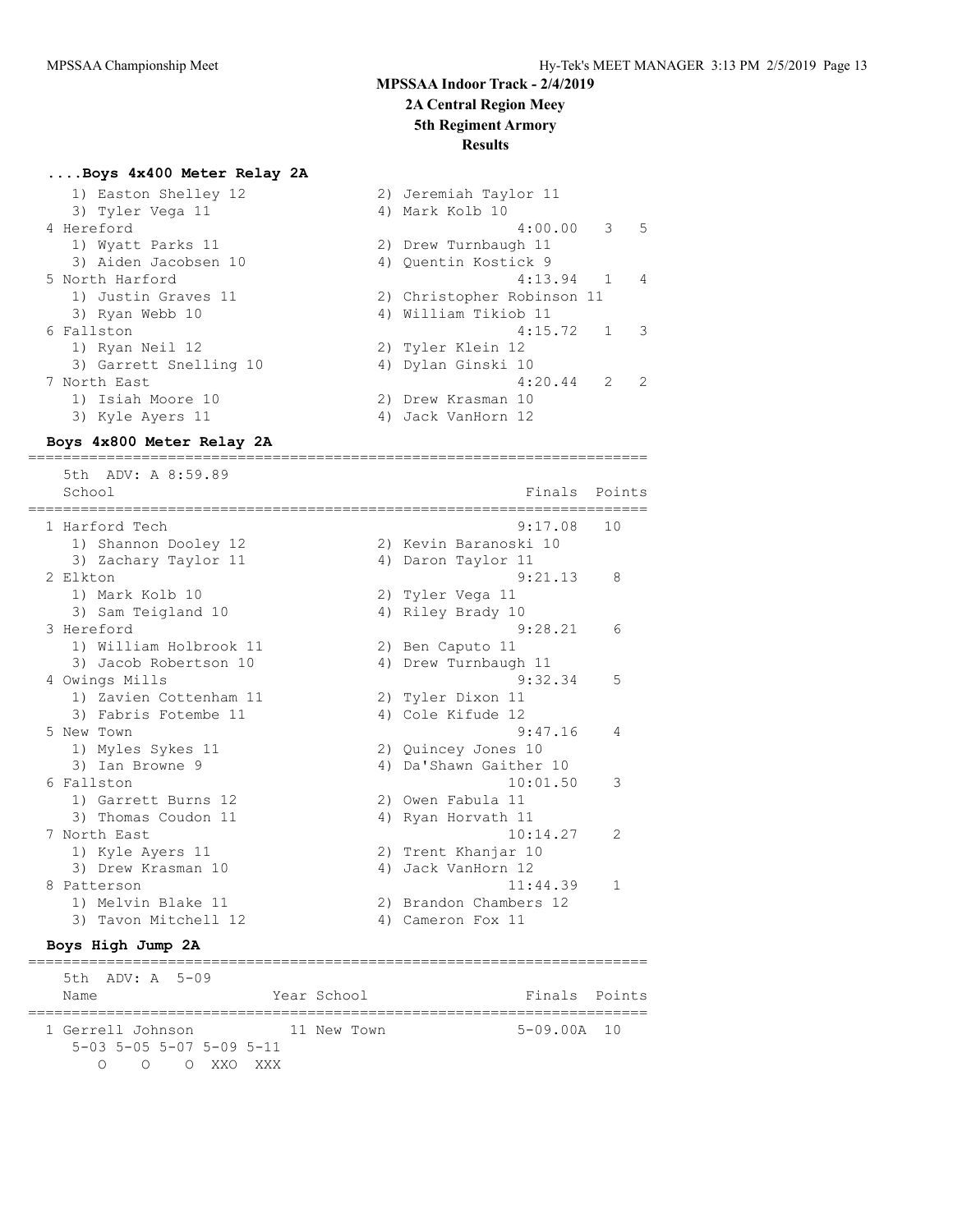# MPSSAA Indoor Track - 2/4/2019
## 2A Central Region Meey
## 5th Regiment Armory
## Results

### ....Boys 4x400 Meter Relay 2A

| School | Finals | H# | Points |
|---|---|---|---|
| 1) Easton Shelley 12 — 2) Jeremiah Taylor 11 | | | |
| 3) Tyler Vega 11 — 4) Mark Kolb 10 | | | |
| 4 Hereford | 4:00.00 | 3 | 5 |
| 1) Wyatt Parks 11 — 2) Drew Turnbaugh 11 | | | |
| 3) Aiden Jacobsen 10 — 4) Quentin Kostick 9 | | | |
| 5 North Harford | 4:13.94 | 1 | 4 |
| 1) Justin Graves 11 — 2) Christopher Robinson 11 | | | |
| 3) Ryan Webb 10 — 4) William Tikiob 11 | | | |
| 6 Fallston | 4:15.72 | 1 | 3 |
| 1) Ryan Neil 12 — 2) Tyler Klein 12 | | | |
| 3) Garrett Snelling 10 — 4) Dylan Ginski 10 | | | |
| 7 North East | 4:20.44 | 2 | 2 |
| 1) Isiah Moore 10 — 2) Drew Krasman 10 | | | |
| 3) Kyle Ayers 11 — 4) Jack VanHorn 12 | | | |

### Boys 4x800 Meter Relay 2A

5th ADV: A 8:59.89

| School | Finals | Points |
|---|---|---|
| 1 Harford Tech | 9:17.08 | 10 |
| 1) Shannon Dooley 12 — 2) Kevin Baranoski 10 | | |
| 3) Zachary Taylor 11 — 4) Daron Taylor 11 | | |
| 2 Elkton | 9:21.13 | 8 |
| 1) Mark Kolb 10 — 2) Tyler Vega 11 | | |
| 3) Sam Teigland 10 — 4) Riley Brady 10 | | |
| 3 Hereford | 9:28.21 | 6 |
| 1) William Holbrook 11 — 2) Ben Caputo 11 | | |
| 3) Jacob Robertson 10 — 4) Drew Turnbaugh 11 | | |
| 4 Owings Mills | 9:32.34 | 5 |
| 1) Zavien Cottenham 11 — 2) Tyler Dixon 11 | | |
| 3) Fabris Fotembe 11 — 4) Cole Kifude 12 | | |
| 5 New Town | 9:47.16 | 4 |
| 1) Myles Sykes 11 — 2) Quincey Jones 10 | | |
| 3) Ian Browne 9 — 4) Da'Shawn Gaither 10 | | |
| 6 Fallston | 10:01.50 | 3 |
| 1) Garrett Burns 12 — 2) Owen Fabula 11 | | |
| 3) Thomas Coudon 11 — 4) Ryan Horvath 11 | | |
| 7 North East | 10:14.27 | 2 |
| 1) Kyle Ayers 11 — 2) Trent Khanjar 10 | | |
| 3) Drew Krasman 10 — 4) Jack VanHorn 12 | | |
| 8 Patterson | 11:44.39 | 1 |
| 1) Melvin Blake 11 — 2) Brandon Chambers 12 | | |
| 3) Tavon Mitchell 12 — 4) Cameron Fox 11 | | |

### Boys High Jump 2A

5th ADV: A 5-09

| Name | Year | School | Finals | Points |
|---|---|---|---|---|
| 1 Gerrell Johnson | 11 | New Town | 5-09.00A | 10 |

```
5-03 5-05 5-07 5-09 5-11
   O    O    O  XXO  XXX
```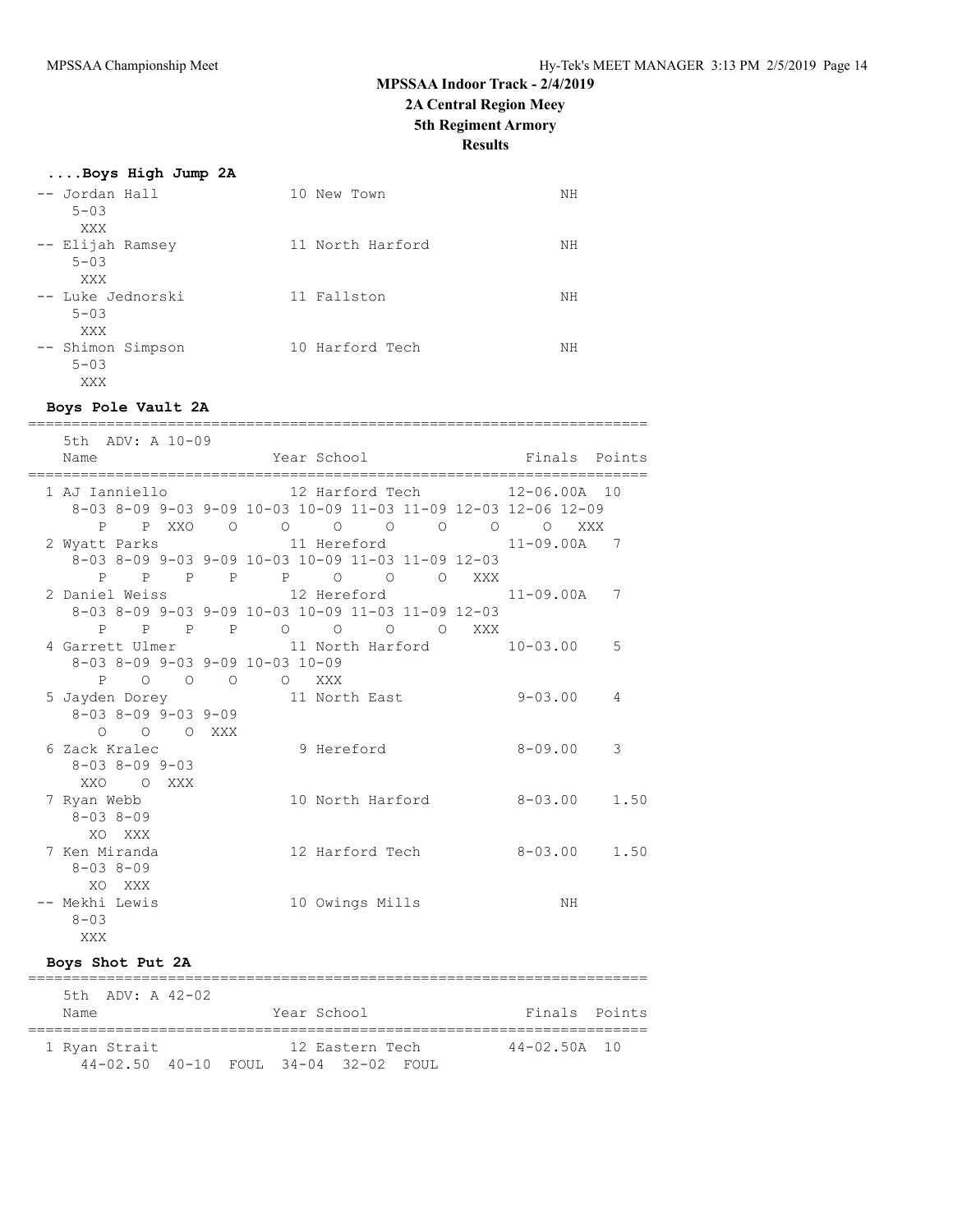# MPSSAA Indoor Track - 2/4/2019
## 2A Central Region Meey
## 5th Regiment Armory
## Results

### ....Boys High Jump 2A

```
-- Jordan Hall                10 New Town                  NH
    5-03
     XXX
-- Elijah Ramsey              11 North Harford             NH
    5-03
     XXX
-- Luke Jednorski             11 Fallston                  NH
    5-03
     XXX
-- Shimon Simpson             10 Harford Tech              NH
    5-03
     XXX
```

### Boys Pole Vault 2A

```
=======================================================================
    5th  ADV: A 10-09
    Name                    Year School                  Finals  Points
=======================================================================
  1 AJ Ianniello              12 Harford Tech          12-06.00A  10
     8-03 8-09 9-03 9-09 10-03 10-09 11-03 11-09 12-03 12-06 12-09
        P    P  XXO    O     O     O     O     O     O     O   XXX
  2 Wyatt Parks               11 Hereford              11-09.00A   7
     8-03 8-09 9-03 9-09 10-03 10-09 11-03 11-09 12-03
        P    P    P    P     P     O     O     O   XXX
  2 Daniel Weiss              12 Hereford              11-09.00A   7
     8-03 8-09 9-03 9-09 10-03 10-09 11-03 11-09 12-03
        P    P    P    P     O     O     O     O   XXX
  4 Garrett Ulmer             11 North Harford         10-03.00    5
     8-03 8-09 9-03 9-09 10-03 10-09
        P    O    O    O     O   XXX
  5 Jayden Dorey              11 North East             9-03.00    4
     8-03 8-09 9-03 9-09
        O    O    O  XXX
  6 Zack Kralec                9 Hereford               8-09.00    3
     8-03 8-09 9-03
      XXO    O  XXX
  7 Ryan Webb                 10 North Harford          8-03.00    1.50
     8-03 8-09
       XO  XXX
  7 Ken Miranda               12 Harford Tech           8-03.00    1.50
     8-03 8-09
       XO  XXX
 -- Mekhi Lewis               10 Owings Mills               NH
     8-03
      XXX
```

### Boys Shot Put 2A

```
=======================================================================
    5th  ADV: A 42-02
    Name                    Year School                  Finals  Points
=======================================================================
  1 Ryan Strait               12 Eastern Tech          44-02.50A  10
     44-02.50  40-10  FOUL  34-04  32-02  FOUL
```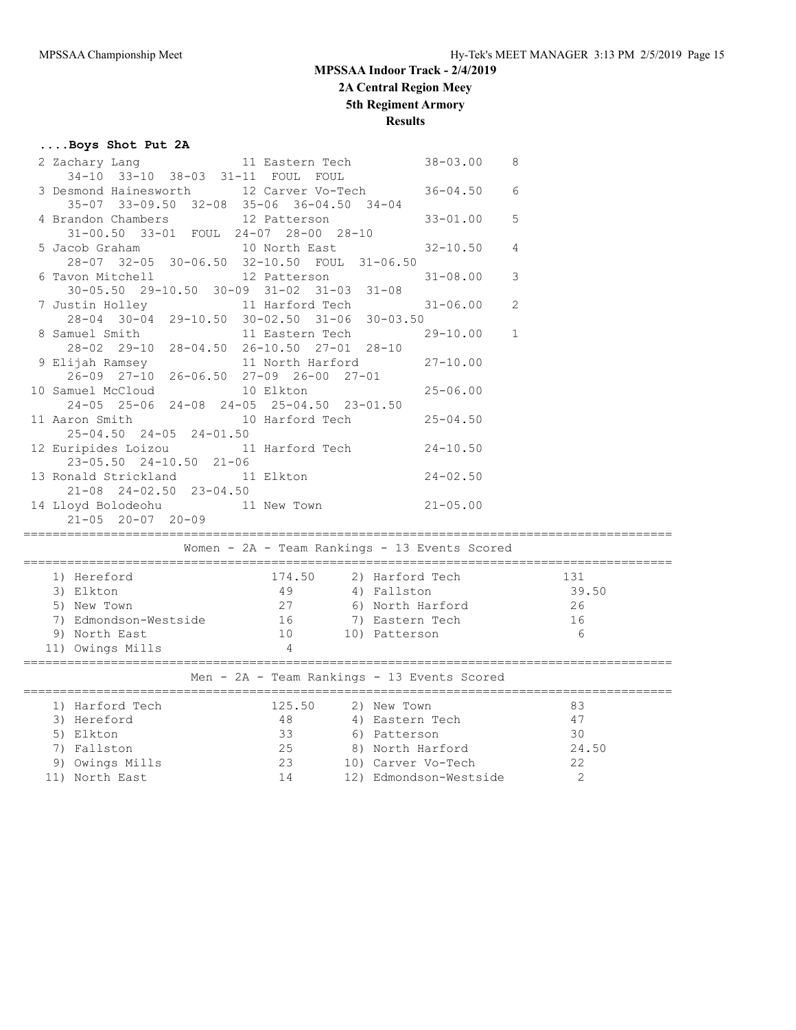# MPSSAA Indoor Track - 2/4/2019
## 2A Central Region Meey
## 5th Regiment Armory
## Results

### ....Boys Shot Put 2A

| Place | Name | Yr | School | Finals | Points |
|---|---|---|---|---|---|
| 2 | Zachary Lang | 11 | Eastern Tech | 38-03.00 | 8 |
| | 34-10 33-10 38-03 31-11 FOUL FOUL | | | | |
| 3 | Desmond Hainesworth | 12 | Carver Vo-Tech | 36-04.50 | 6 |
| | 35-07 33-09.50 32-08 35-06 36-04.50 34-04 | | | | |
| 4 | Brandon Chambers | 12 | Patterson | 33-01.00 | 5 |
| | 31-00.50 33-01 FOUL 24-07 28-00 28-10 | | | | |
| 5 | Jacob Graham | 10 | North East | 32-10.50 | 4 |
| | 28-07 32-05 30-06.50 32-10.50 FOUL 31-06.50 | | | | |
| 6 | Tavon Mitchell | 12 | Patterson | 31-08.00 | 3 |
| | 30-05.50 29-10.50 30-09 31-02 31-03 31-08 | | | | |
| 7 | Justin Holley | 11 | Harford Tech | 31-06.00 | 2 |
| | 28-04 30-04 29-10.50 30-02.50 31-06 30-03.50 | | | | |
| 8 | Samuel Smith | 11 | Eastern Tech | 29-10.00 | 1 |
| | 28-02 29-10 28-04.50 26-10.50 27-01 28-10 | | | | |
| 9 | Elijah Ramsey | 11 | North Harford | 27-10.00 | |
| | 26-09 27-10 26-06.50 27-09 26-00 27-01 | | | | |
| 10 | Samuel McCloud | 10 | Elkton | 25-06.00 | |
| | 24-05 25-06 24-08 24-05 25-04.50 23-01.50 | | | | |
| 11 | Aaron Smith | 10 | Harford Tech | 25-04.50 | |
| | 25-04.50 24-05 24-01.50 | | | | |
| 12 | Euripides Loizou | 11 | Harford Tech | 24-10.50 | |
| | 23-05.50 24-10.50 21-06 | | | | |
| 13 | Ronald Strickland | 11 | Elkton | 24-02.50 | |
| | 21-08 24-02.50 23-04.50 | | | | |
| 14 | Lloyd Bolodeohu | 11 | New Town | 21-05.00 | |
| | 21-05 20-07 20-09 | | | | |

### Women - 2A - Team Rankings - 13 Events Scored

| | | | |
|---|---|---|---|
| 1) Hereford | 174.50 | 2) Harford Tech | 131 |
| 3) Elkton | 49 | 4) Fallston | 39.50 |
| 5) New Town | 27 | 6) North Harford | 26 |
| 7) Edmondson-Westside | 16 | 7) Eastern Tech | 16 |
| 9) North East | 10 | 10) Patterson | 6 |
| 11) Owings Mills | 4 | | |

### Men - 2A - Team Rankings - 13 Events Scored

| | | | |
|---|---|---|---|
| 1) Harford Tech | 125.50 | 2) New Town | 83 |
| 3) Hereford | 48 | 4) Eastern Tech | 47 |
| 5) Elkton | 33 | 6) Patterson | 30 |
| 7) Fallston | 25 | 8) North Harford | 24.50 |
| 9) Owings Mills | 23 | 10) Carver Vo-Tech | 22 |
| 11) North East | 14 | 12) Edmondson-Westside | 2 |